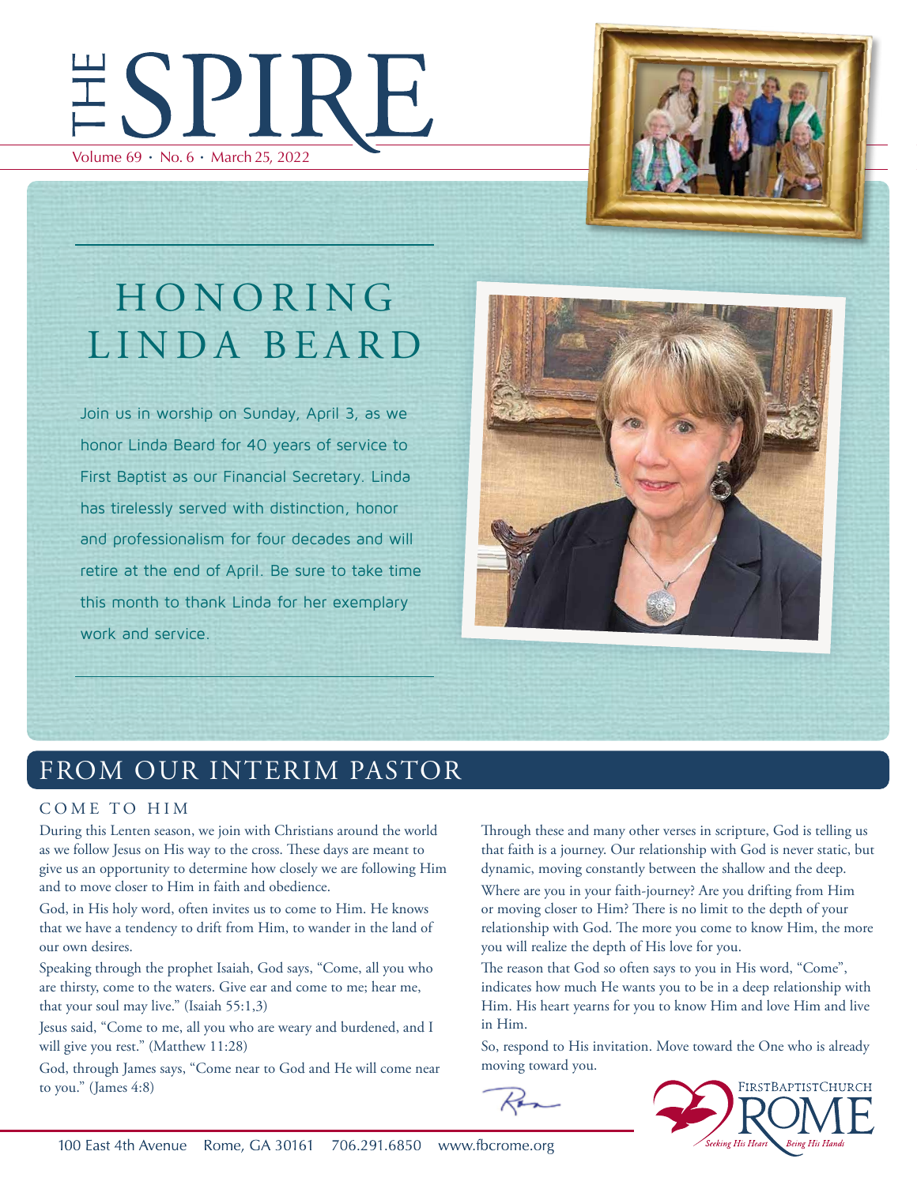# THE SPIRE

Volume 69 • No. 6 • March 25, 2022

## HONORING LINDA BEARD

Join us in worship on Sunday, April 3, as we honor Linda Beard for 40 years of service to First Baptist as our Financial Secretary. Linda has tirelessly served with distinction, honor and professionalism for four decades and will retire at the end of April. Be sure to take time this month to thank Linda for her exemplary work and service.

## FROM OUR INTERIM PASTOR

### COME TO HIM

During this Lenten season, we join with Christians around the world as we follow Jesus on His way to the cross. These days are meant to give us an opportunity to determine how closely we are following Him and to move closer to Him in faith and obedience.

God, in His holy word, often invites us to come to Him. He knows that we have a tendency to drift from Him, to wander in the land of our own desires.

Speaking through the prophet Isaiah, God says, "Come, all you who are thirsty, come to the waters. Give ear and come to me; hear me, that your soul may live." (Isaiah 55:1,3)

Jesus said, "Come to me, all you who are weary and burdened, and I will give you rest." (Matthew 11:28)

God, through James says, "Come near to God and He will come near to you." (James 4:8)

Through these and many other verses in scripture, God is telling us that faith is a journey. Our relationship with God is never static, but dynamic, moving constantly between the shallow and the deep.

Where are you in your faith-journey? Are you drifting from Him or moving closer to Him? There is no limit to the depth of your relationship with God. The more you come to know Him, the more you will realize the depth of His love for you.

The reason that God so often says to you in His word, "Come", indicates how much He wants you to be in a deep relationship with Him. His heart yearns for you to know Him and love Him and live in Him.

So, respond to His invitation. Move toward the One who is already moving toward you.

Ron

FIRST BAPTIST CHURCH ROME — *Seeking His Heart • Being His Hands*

100 East 4th Avenue Rome, GA 30161 706.291.6850 www.fbcrome.org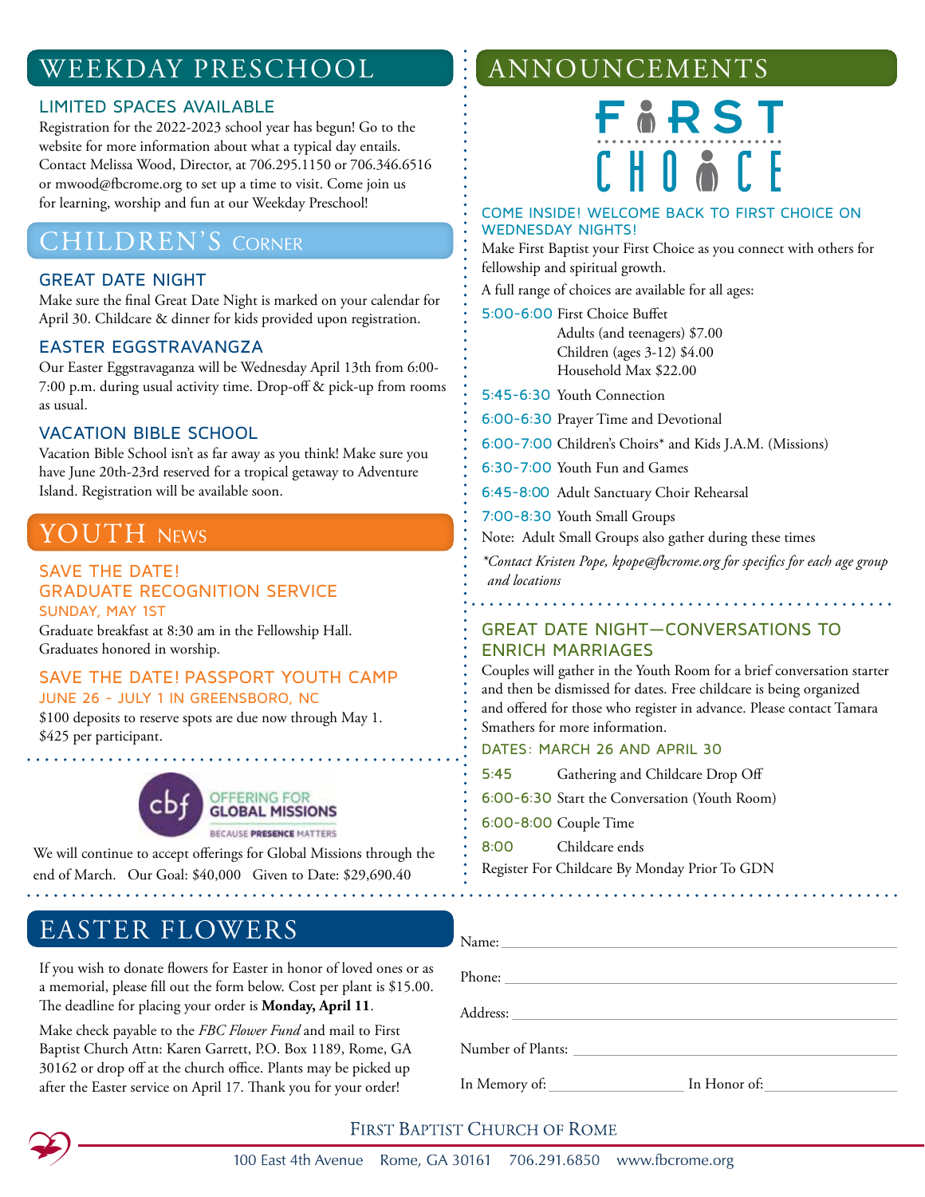# WEEKDAY PRESCHOOL

### LIMITED SPACES AVAILABLE

Registration for the 2022-2023 school year has begun! Go to the website for more information about what a typical day entails. Contact Melissa Wood, Director, at 706.295.1150 or 706.346.6516 or mwood@fbcrome.org to set up a time to visit. Come join us for learning, worship and fun at our Weekday Preschool!

# CHILDREN'S CORNER

### GREAT DATE NIGHT

Make sure the final Great Date Night is marked on your calendar for April 30. Childcare & dinner for kids provided upon registration.

### EASTER EGGSTRAVANGZA

Our Easter Eggstravaganza will be Wednesday April 13th from 6:00-7:00 p.m. during usual activity time. Drop-off & pick-up from rooms as usual.

### VACATION BIBLE SCHOOL

Vacation Bible School isn't as far away as you think! Make sure you have June 20th-23rd reserved for a tropical getaway to Adventure Island. Registration will be available soon.

# YOUTH NEWS

### SAVE THE DATE! GRADUATE RECOGNITION SERVICE

SUNDAY, MAY 1ST

Graduate breakfast at 8:30 am in the Fellowship Hall. Graduates honored in worship.

### SAVE THE DATE! PASSPORT YOUTH CAMP

JUNE 26 - JULY 1 IN GREENSBORO, NC

$100 deposits to reserve spots are due now through May 1. $425 per participant.

cbf OFFERING FOR GLOBAL MISSIONS BECAUSE PRESENCE MATTERS

We will continue to accept offerings for Global Missions through the end of March. Our Goal: $40,000 Given to Date: $29,690.40

# ANNOUNCEMENTS

FIRST CHOICE

### COME INSIDE! WELCOME BACK TO FIRST CHOICE ON WEDNESDAY NIGHTS!

Make First Baptist your First Choice as you connect with others for fellowship and spiritual growth.

A full range of choices are available for all ages:

5:00-6:00 First Choice Buffet
Adults (and teenagers) $7.00
Children (ages 3-12) $4.00
Household Max $22.00

5:45-6:30 Youth Connection

6:00-6:30 Prayer Time and Devotional

6:00-7:00 Children's Choirs* and Kids J.A.M. (Missions)

6:30-7:00 Youth Fun and Games

6:45-8:00 Adult Sanctuary Choir Rehearsal

7:00-8:30 Youth Small Groups

Note: Adult Small Groups also gather during these times

*\*Contact Kristen Pope, kpope@fbcrome.org for specifics for each age group and locations*

### GREAT DATE NIGHT—CONVERSATIONS TO ENRICH MARRIAGES

Couples will gather in the Youth Room for a brief conversation starter and then be dismissed for dates. Free childcare is being organized and offered for those who register in advance. Please contact Tamara Smathers for more information.

DATES: MARCH 26 AND APRIL 30

5:45 Gathering and Childcare Drop Off

6:00-6:30 Start the Conversation (Youth Room)

6:00-8:00 Couple Time

8:00 Childcare ends

Register For Childcare By Monday Prior To GDN

# EASTER FLOWERS

If you wish to donate flowers for Easter in honor of loved ones or as a memorial, please fill out the form below. Cost per plant is $15.00. The deadline for placing your order is **Monday, April 11**.

Make check payable to the *FBC Flower Fund* and mail to First Baptist Church Attn: Karen Garrett, P.O. Box 1189, Rome, GA 30162 or drop off at the church office. Plants may be picked up after the Easter service on April 17. Thank you for your order!

Name: ______________________

Phone: ______________________

Address: ______________________

Number of Plants: ______________________

In Memory of: ____________ In Honor of: ____________

FIRST BAPTIST CHURCH OF ROME

100 East 4th Avenue Rome, GA 30161 706.291.6850 www.fbcrome.org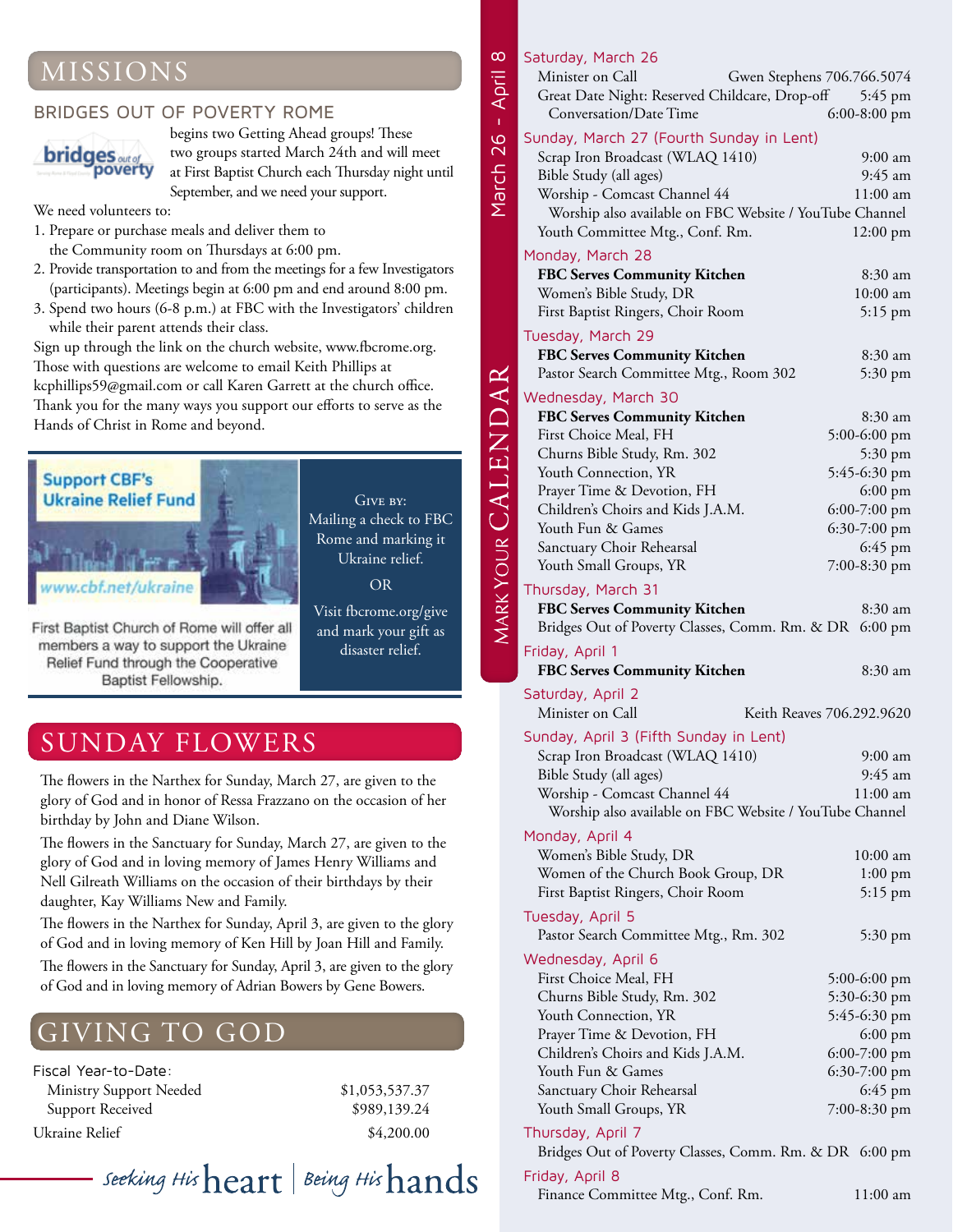## MISSIONS

### BRIDGES OUT OF POVERTY ROME

begins two Getting Ahead groups! These two groups started March 24th and will meet at First Baptist Church each Thursday night until September, and we need your support.

We need volunteers to:

1. Prepare or purchase meals and deliver them to the Community room on Thursdays at 6:00 pm.
2. Provide transportation to and from the meetings for a few Investigators (participants). Meetings begin at 6:00 pm and end around 8:00 pm.
3. Spend two hours (6-8 p.m.) at FBC with the Investigators' children while their parent attends their class.

Sign up through the link on the church website, www.fbcrome.org. Those with questions are welcome to email Keith Phillips at kcphillips59@gmail.com or call Karen Garrett at the church office. Thank you for the many ways you support our efforts to serve as the Hands of Christ in Rome and beyond.

**Support CBF's Ukraine Relief Fund**

www.cbf.net/ukraine

First Baptist Church of Rome will offer all members a way to support the Ukraine Relief Fund through the Cooperative Baptist Fellowship.

GIVE BY:
Mailing a check to FBC Rome and marking it Ukraine relief.

OR

Visit fbcrome.org/give and mark your gift as disaster relief.

## SUNDAY FLOWERS

The flowers in the Narthex for Sunday, March 27, are given to the glory of God and in honor of Ressa Frazzano on the occasion of her birthday by John and Diane Wilson.

The flowers in the Sanctuary for Sunday, March 27, are given to the glory of God and in loving memory of James Henry Williams and Nell Gilreath Williams on the occasion of their birthdays by their daughter, Kay Williams New and Family.

The flowers in the Narthex for Sunday, April 3, are given to the glory of God and in loving memory of Ken Hill by Joan Hill and Family.

The flowers in the Sanctuary for Sunday, April 3, are given to the glory of God and in loving memory of Adrian Bowers by Gene Bowers.

## GIVING TO GOD

| Fiscal Year-to-Date: | |
|---|---|
| Ministry Support Needed | $1,053,537.37 |
| Support Received | $989,139.24 |
| Ukraine Relief | $4,200.00 |

*Seeking His* heart | *Being His* hands

## MARK YOUR CALENDAR — March 26 - April 8

### Saturday, March 26
- Minister on Call — Gwen Stephens 706.766.5074
- Great Date Night: Reserved Childcare, Drop-off — 5:45 pm
- Conversation/Date Time — 6:00-8:00 pm

### Sunday, March 27 (Fourth Sunday in Lent)
- Scrap Iron Broadcast (WLAQ 1410) — 9:00 am
- Bible Study (all ages) — 9:45 am
- Worship - Comcast Channel 44 — 11:00 am
- Worship also available on FBC Website / YouTube Channel
- Youth Committee Mtg., Conf. Rm. — 12:00 pm

### Monday, March 28
- **FBC Serves Community Kitchen** — 8:30 am
- Women's Bible Study, DR — 10:00 am
- First Baptist Ringers, Choir Room — 5:15 pm

### Tuesday, March 29
- **FBC Serves Community Kitchen** — 8:30 am
- Pastor Search Committee Mtg., Room 302 — 5:30 pm

### Wednesday, March 30
- **FBC Serves Community Kitchen** — 8:30 am
- First Choice Meal, FH — 5:00-6:00 pm
- Churns Bible Study, Rm. 302 — 5:30 pm
- Youth Connection, YR — 5:45-6:30 pm
- Prayer Time & Devotion, FH — 6:00 pm
- Children's Choirs and Kids J.A.M. — 6:00-7:00 pm
- Youth Fun & Games — 6:30-7:00 pm
- Sanctuary Choir Rehearsal — 6:45 pm
- Youth Small Groups, YR — 7:00-8:30 pm

### Thursday, March 31
- **FBC Serves Community Kitchen** — 8:30 am
- Bridges Out of Poverty Classes, Comm. Rm. & DR — 6:00 pm

### Friday, April 1
- **FBC Serves Community Kitchen** — 8:30 am

### Saturday, April 2
- Minister on Call — Keith Reaves 706.292.9620

### Sunday, April 3 (Fifth Sunday in Lent)
- Scrap Iron Broadcast (WLAQ 1410) — 9:00 am
- Bible Study (all ages) — 9:45 am
- Worship - Comcast Channel 44 — 11:00 am
- Worship also available on FBC Website / YouTube Channel

### Monday, April 4
- Women's Bible Study, DR — 10:00 am
- Women of the Church Book Group, DR — 1:00 pm
- First Baptist Ringers, Choir Room — 5:15 pm

### Tuesday, April 5
- Pastor Search Committee Mtg., Rm. 302 — 5:30 pm

### Wednesday, April 6
- First Choice Meal, FH — 5:00-6:00 pm
- Churns Bible Study, Rm. 302 — 5:30-6:30 pm
- Youth Connection, YR — 5:45-6:30 pm
- Prayer Time & Devotion, FH — 6:00 pm
- Children's Choirs and Kids J.A.M. — 6:00-7:00 pm
- Youth Fun & Games — 6:30-7:00 pm
- Sanctuary Choir Rehearsal — 6:45 pm
- Youth Small Groups, YR — 7:00-8:30 pm

### Thursday, April 7
- Bridges Out of Poverty Classes, Comm. Rm. & DR — 6:00 pm

### Friday, April 8
- Finance Committee Mtg., Conf. Rm. — 11:00 am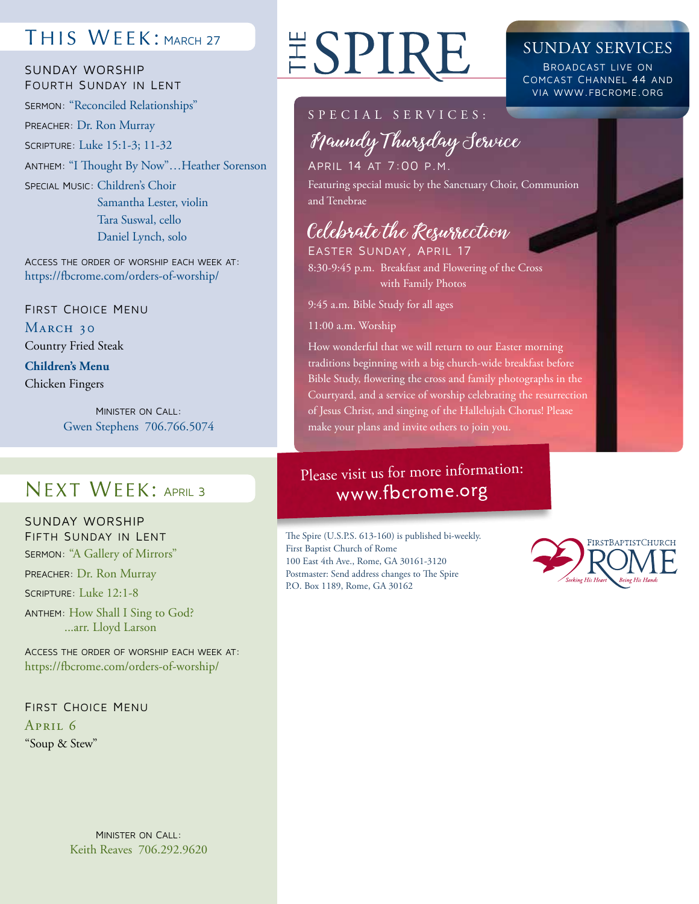# THE SPIRE

## This Week: March 27

**Sunday Worship**
**Fourth Sunday in Lent**

Sermon: "Reconciled Relationships"

Preacher: Dr. Ron Murray

Scripture: Luke 15:1-3; 11-32

Anthem: "I Thought By Now"…Heather Sorenson

Special Music: Children's Choir
Samantha Lester, violin
Tara Suswal, cello
Daniel Lynch, solo

Access the order of worship each week at:
https://fbcrome.com/orders-of-worship/

**First Choice Menu**

March 30
Country Fried Steak

**Children's Menu**
Chicken Fingers

Minister on Call:
Gwen Stephens 706.766.5074

## Next Week: April 3

**Sunday Worship**
**Fifth Sunday in Lent**

Sermon: "A Gallery of Mirrors"

Preacher: Dr. Ron Murray

Scripture: Luke 12:1-8

Anthem: How Shall I Sing to God?
...arr. Lloyd Larson

Access the order of worship each week at:
https://fbcrome.com/orders-of-worship/

**First Choice Menu**

April 6
"Soup & Stew"

Minister on Call:
Keith Reaves 706.292.9620

## Sunday Services

Broadcast live on Comcast Channel 44 and via www.fbcrome.org

## Special Services:

### Maundy Thursday Service

April 14 at 7:00 p.m.

Featuring special music by the Sanctuary Choir, Communion and Tenebrae

### Celebrate the Resurrection

Easter Sunday, April 17

8:30-9:45 p.m. Breakfast and Flowering of the Cross with Family Photos

9:45 a.m. Bible Study for all ages

11:00 a.m. Worship

How wonderful that we will return to our Easter morning traditions beginning with a big church-wide breakfast before Bible Study, flowering the cross and family photographs in the Courtyard, and a service of worship celebrating the resurrection of Jesus Christ, and singing of the Hallelujah Chorus! Please make your plans and invite others to join you.

Please visit us for more information:
www.fbcrome.org

The Spire (U.S.P.S. 613-160) is published bi-weekly.
First Baptist Church of Rome
100 East 4th Ave., Rome, GA 30161-3120
Postmaster: Send address changes to The Spire
P.O. Box 1189, Rome, GA 30162

FirstBaptistChurch ROME
Seeking His Heart · Being His Hands